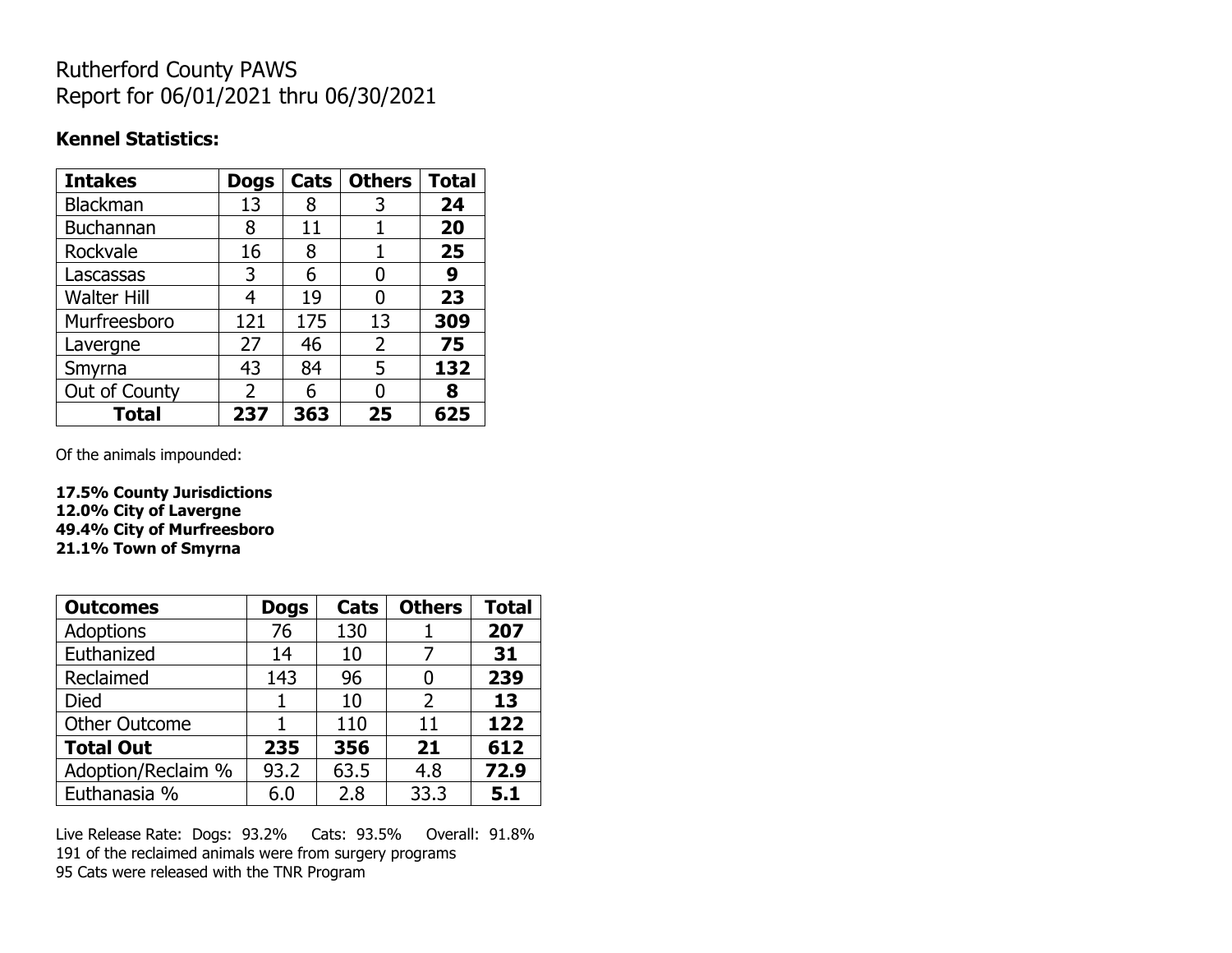# Rutherford County PAWS
# Report for 06/01/2021 thru 06/30/2021

### Kennel Statistics:

| Intakes | Dogs | Cats | Others | Total |
|---|---|---|---|---|
| Blackman | 13 | 8 | 3 | **24** |
| Buchannan | 8 | 11 | 1 | **20** |
| Rockvale | 16 | 8 | 1 | **25** |
| Lascassas | 3 | 6 | 0 | **9** |
| Walter Hill | 4 | 19 | 0 | **23** |
| Murfreesboro | 121 | 175 | 13 | **309** |
| Lavergne | 27 | 46 | 2 | **75** |
| Smyrna | 43 | 84 | 5 | **132** |
| Out of County | 2 | 6 | 0 | **8** |
| **Total** | **237** | **363** | **25** | **625** |

Of the animals impounded:

**17.5% County Jurisdictions**
**12.0% City of Lavergne**
**49.4% City of Murfreesboro**
**21.1% Town of Smyrna**

| Outcomes | Dogs | Cats | Others | Total |
|---|---|---|---|---|
| Adoptions | 76 | 130 | 1 | **207** |
| Euthanized | 14 | 10 | 7 | **31** |
| Reclaimed | 143 | 96 | 0 | **239** |
| Died | 1 | 10 | 2 | **13** |
| Other Outcome | 1 | 110 | 11 | **122** |
| **Total Out** | **235** | **356** | **21** | **612** |
| Adoption/Reclaim % | 93.2 | 63.5 | 4.8 | **72.9** |
| Euthanasia % | 6.0 | 2.8 | 33.3 | **5.1** |

Live Release Rate: Dogs: 93.2% Cats: 93.5% Overall: 91.8%
191 of the reclaimed animals were from surgery programs
95 Cats were released with the TNR Program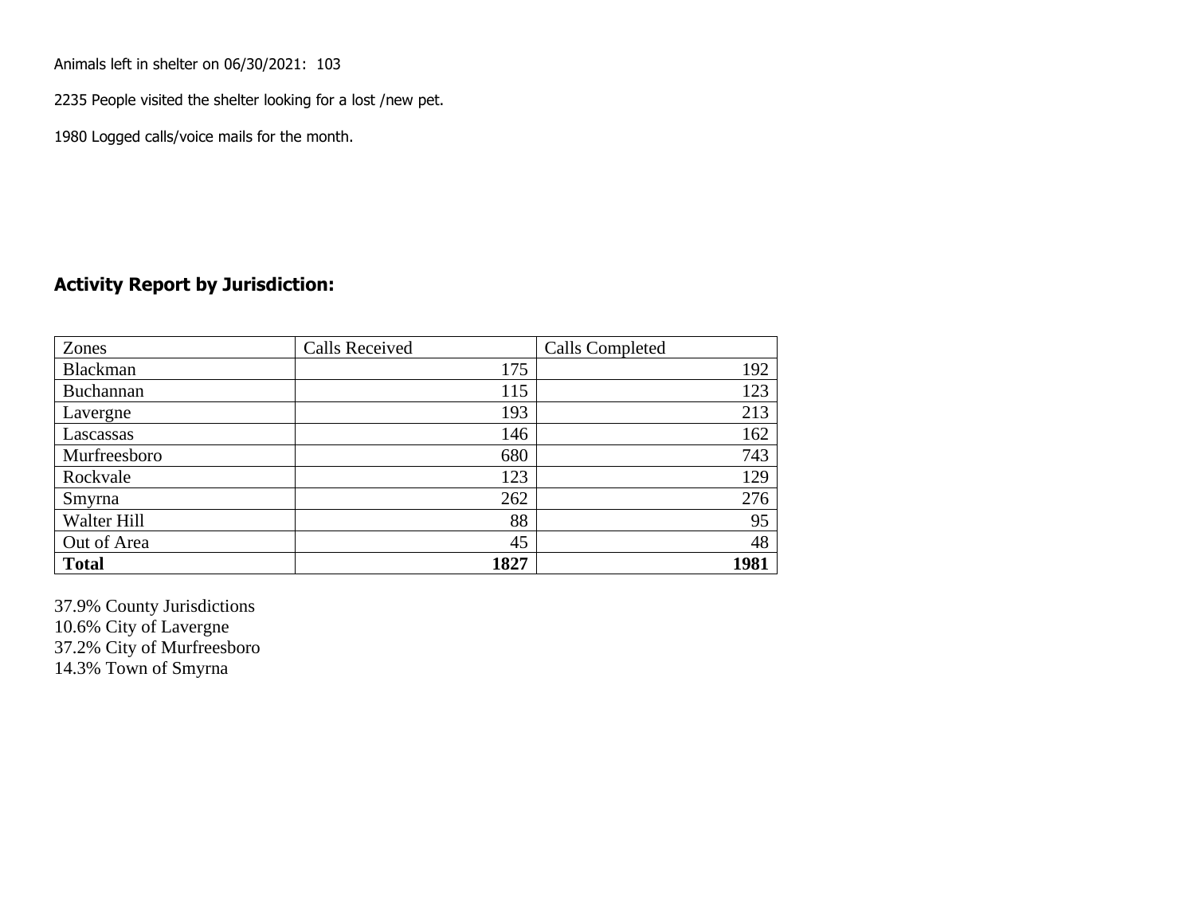Animals left in shelter on 06/30/2021: 103

2235 People visited the shelter looking for a lost /new pet.

1980 Logged calls/voice mails for the month.

## Activity Report by Jurisdiction:

| Zones | Calls Received | Calls Completed |
|---|---|---|
| Blackman | 175 | 192 |
| Buchannan | 115 | 123 |
| Lavergne | 193 | 213 |
| Lascassas | 146 | 162 |
| Murfreesboro | 680 | 743 |
| Rockvale | 123 | 129 |
| Smyrna | 262 | 276 |
| Walter Hill | 88 | 95 |
| Out of Area | 45 | 48 |
| **Total** | **1827** | **1981** |

37.9% County Jurisdictions
10.6% City of Lavergne
37.2% City of Murfreesboro
14.3% Town of Smyrna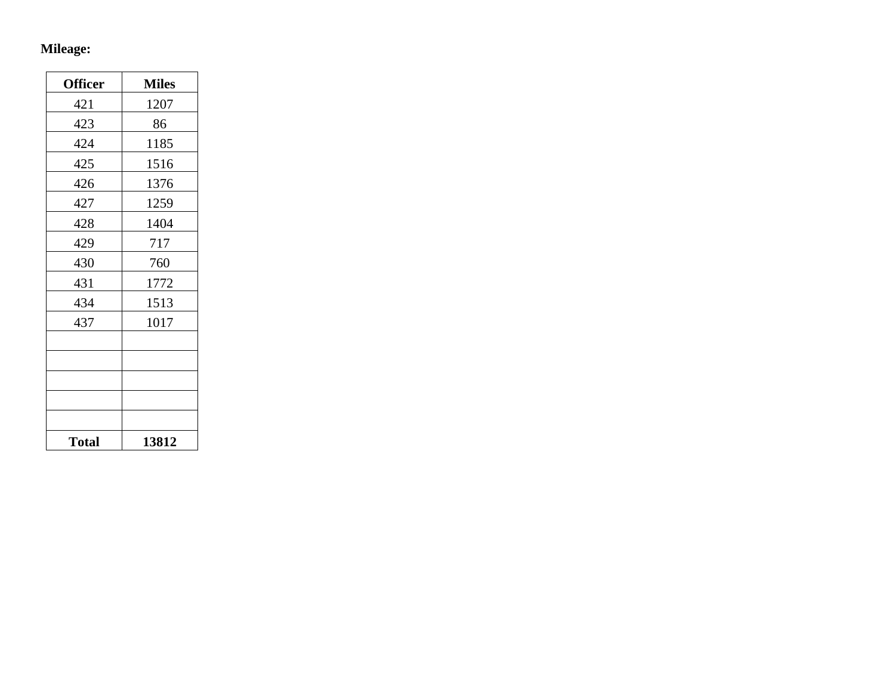**Mileage:**

| Officer | Miles |
|---|---|
| 421 | 1207 |
| 423 | 86 |
| 424 | 1185 |
| 425 | 1516 |
| 426 | 1376 |
| 427 | 1259 |
| 428 | 1404 |
| 429 | 717 |
| 430 | 760 |
| 431 | 1772 |
| 434 | 1513 |
| 437 | 1017 |
| | |
| | |
| | |
| | |
| | |
| **Total** | **13812** |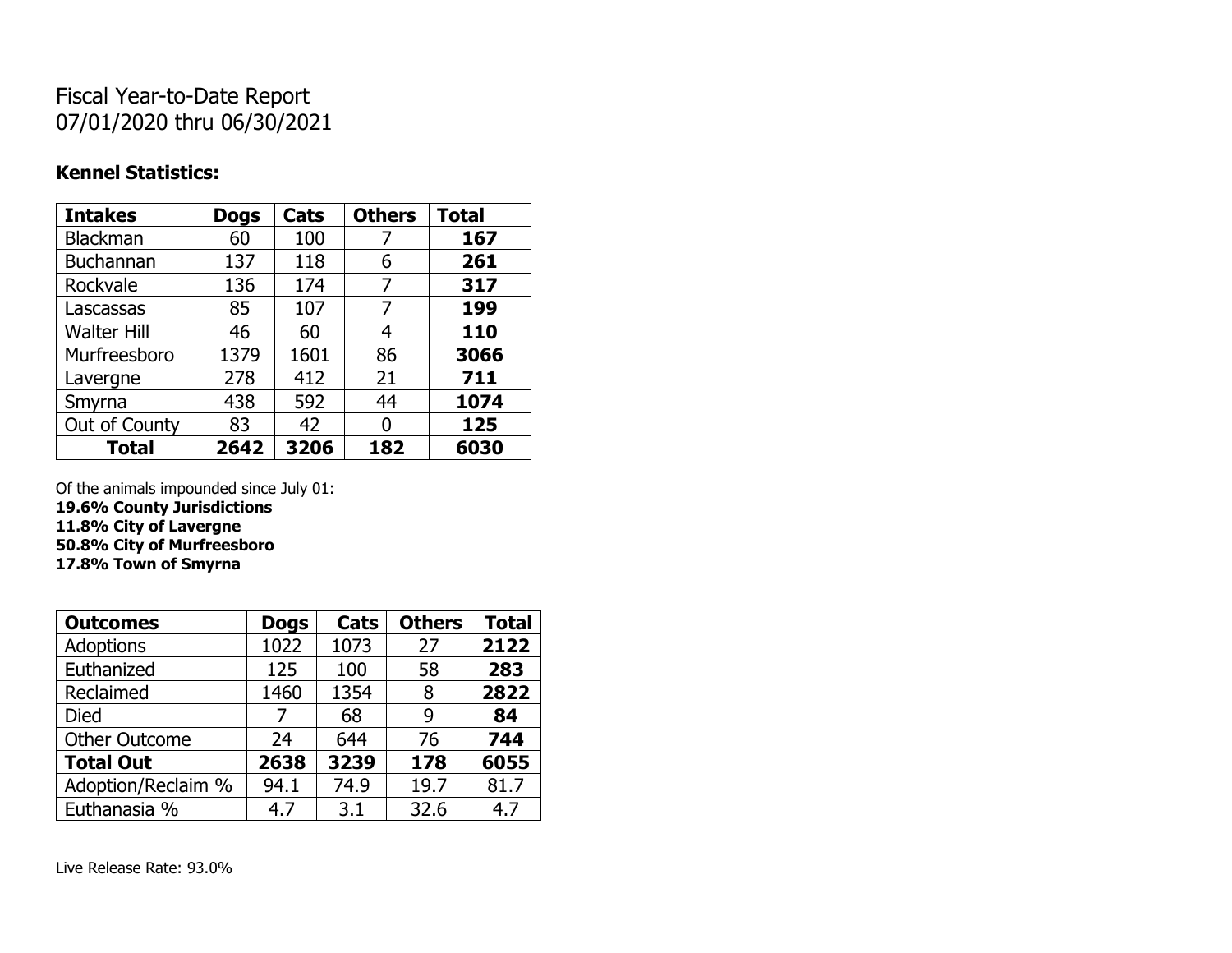# Fiscal Year-to-Date Report
07/01/2020 thru 06/30/2021

**Kennel Statistics:**

| Intakes | Dogs | Cats | Others | Total |
|---|---|---|---|---|
| Blackman | 60 | 100 | 7 | **167** |
| Buchannan | 137 | 118 | 6 | **261** |
| Rockvale | 136 | 174 | 7 | **317** |
| Lascassas | 85 | 107 | 7 | **199** |
| Walter Hill | 46 | 60 | 4 | **110** |
| Murfreesboro | 1379 | 1601 | 86 | **3066** |
| Lavergne | 278 | 412 | 21 | **711** |
| Smyrna | 438 | 592 | 44 | **1074** |
| Out of County | 83 | 42 | 0 | **125** |
| **Total** | **2642** | **3206** | **182** | **6030** |

Of the animals impounded since July 01:
**19.6% County Jurisdictions**
**11.8% City of Lavergne**
**50.8% City of Murfreesboro**
**17.8% Town of Smyrna**

| Outcomes | Dogs | Cats | Others | Total |
|---|---|---|---|---|
| Adoptions | 1022 | 1073 | 27 | **2122** |
| Euthanized | 125 | 100 | 58 | **283** |
| Reclaimed | 1460 | 1354 | 8 | **2822** |
| Died | 7 | 68 | 9 | **84** |
| Other Outcome | 24 | 644 | 76 | **744** |
| **Total Out** | **2638** | **3239** | **178** | **6055** |
| Adoption/Reclaim % | 94.1 | 74.9 | 19.7 | 81.7 |
| Euthanasia % | 4.7 | 3.1 | 32.6 | 4.7 |

Live Release Rate: 93.0%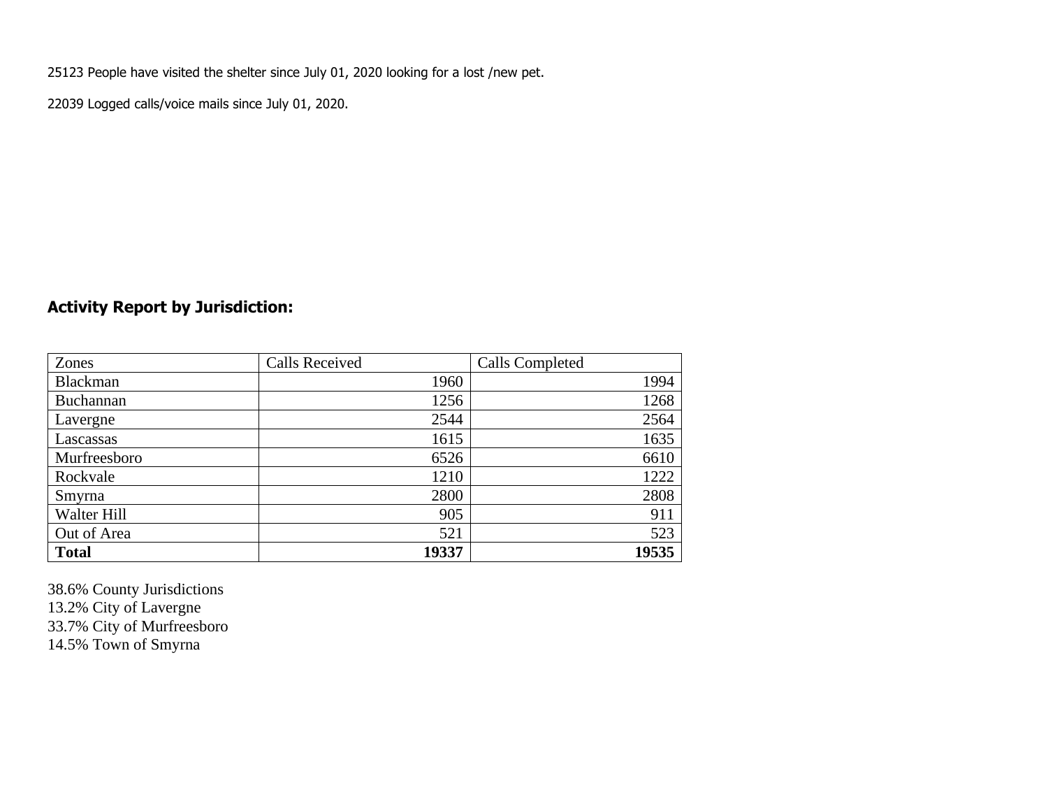25123 People have visited the shelter since July 01, 2020 looking for a lost /new pet.

22039 Logged calls/voice mails since July 01, 2020.

## Activity Report by Jurisdiction:

| Zones | Calls Received | Calls Completed |
|---|---|---|
| Blackman | 1960 | 1994 |
| Buchannan | 1256 | 1268 |
| Lavergne | 2544 | 2564 |
| Lascassas | 1615 | 1635 |
| Murfreesboro | 6526 | 6610 |
| Rockvale | 1210 | 1222 |
| Smyrna | 2800 | 2808 |
| Walter Hill | 905 | 911 |
| Out of Area | 521 | 523 |
| **Total** | **19337** | **19535** |

38.6% County Jurisdictions
13.2% City of Lavergne
33.7% City of Murfreesboro
14.5% Town of Smyrna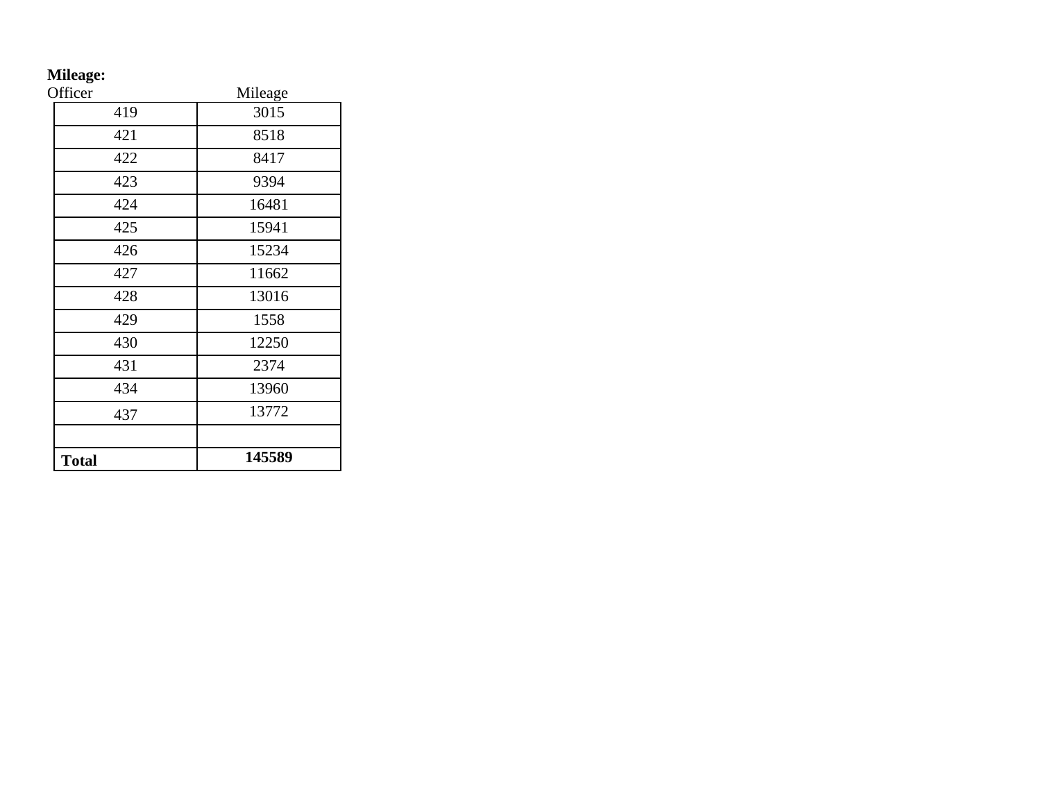**Mileage:**

| Officer | Mileage |
|---|---|
| 419 | 3015 |
| 421 | 8518 |
| 422 | 8417 |
| 423 | 9394 |
| 424 | 16481 |
| 425 | 15941 |
| 426 | 15234 |
| 427 | 11662 |
| 428 | 13016 |
| 429 | 1558 |
| 430 | 12250 |
| 431 | 2374 |
| 434 | 13960 |
| 437 | 13772 |
| | |
| **Total** | **145589** |